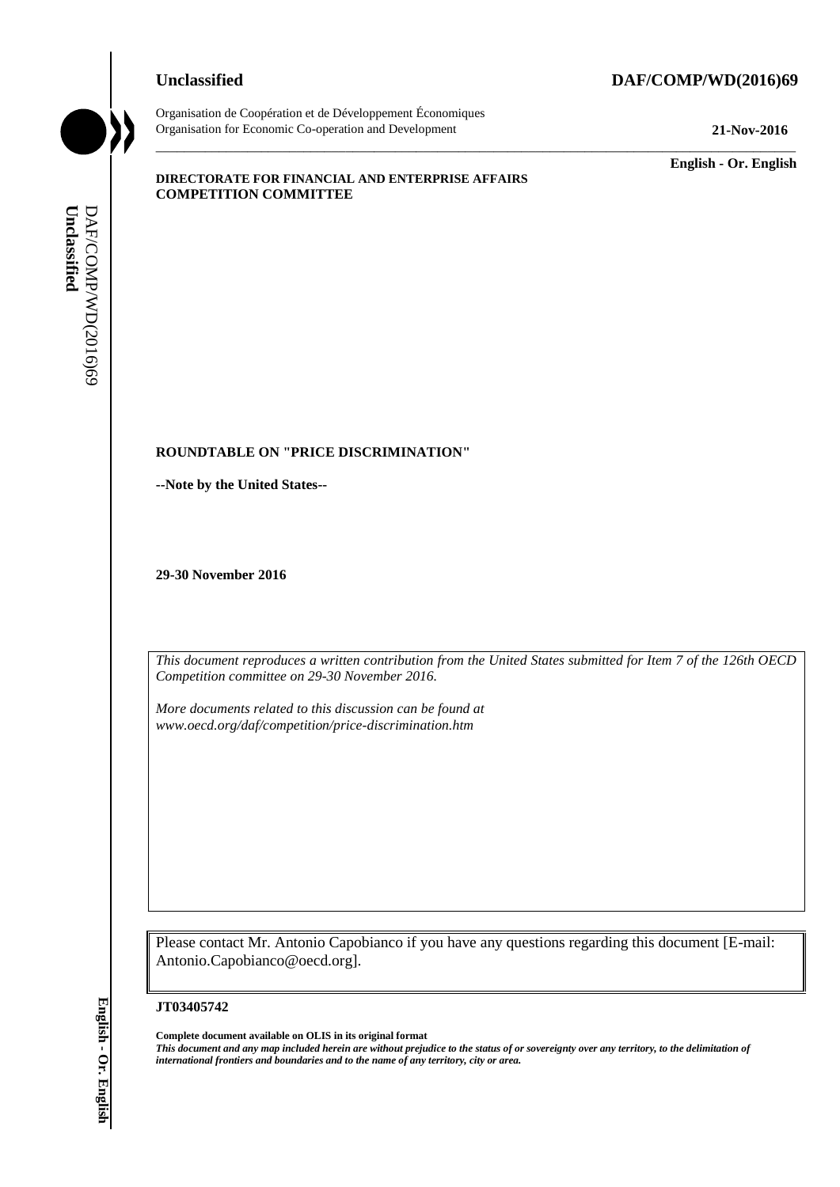**Unclassified** **DAF/COMP/WD(2016)69**

Organisation de Coopération et de Développement Économiques
Organisation for Economic Co-operation and Development **21-Nov-2016**

**English - Or. English**

**DIRECTORATE FOR FINANCIAL AND ENTERPRISE AFFAIRS**
**COMPETITION COMMITTEE**

**ROUNDTABLE ON "PRICE DISCRIMINATION"**

**--Note by the United States--**

**29-30 November 2016**

*This document reproduces a written contribution from the United States submitted for Item 7 of the 126th OECD Competition committee on 29-30 November 2016.*

*More documents related to this discussion can be found at www.oecd.org/daf/competition/price-discrimination.htm*

Please contact Mr. Antonio Capobianco if you have any questions regarding this document [E-mail: Antonio.Capobianco@oecd.org].

**JT03405742**

**Complete document available on OLIS in its original format**
***This document and any map included herein are without prejudice to the status of or sovereignty over any territory, to the delimitation of international frontiers and boundaries and to the name of any territory, city or area.***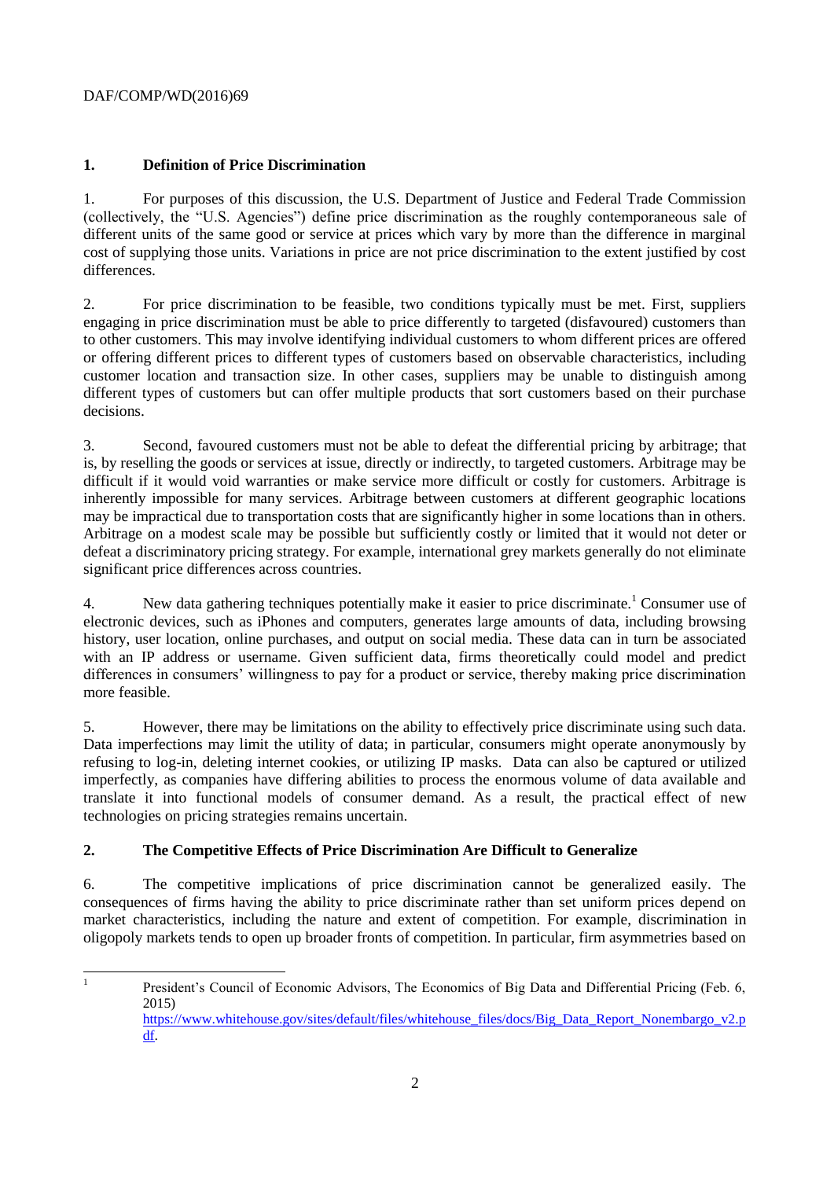## 1. Definition of Price Discrimination

1. For purposes of this discussion, the U.S. Department of Justice and Federal Trade Commission (collectively, the "U.S. Agencies") define price discrimination as the roughly contemporaneous sale of different units of the same good or service at prices which vary by more than the difference in marginal cost of supplying those units. Variations in price are not price discrimination to the extent justified by cost differences.

2. For price discrimination to be feasible, two conditions typically must be met. First, suppliers engaging in price discrimination must be able to price differently to targeted (disfavoured) customers than to other customers. This may involve identifying individual customers to whom different prices are offered or offering different prices to different types of customers based on observable characteristics, including customer location and transaction size. In other cases, suppliers may be unable to distinguish among different types of customers but can offer multiple products that sort customers based on their purchase decisions.

3. Second, favoured customers must not be able to defeat the differential pricing by arbitrage; that is, by reselling the goods or services at issue, directly or indirectly, to targeted customers. Arbitrage may be difficult if it would void warranties or make service more difficult or costly for customers. Arbitrage is inherently impossible for many services. Arbitrage between customers at different geographic locations may be impractical due to transportation costs that are significantly higher in some locations than in others. Arbitrage on a modest scale may be possible but sufficiently costly or limited that it would not deter or defeat a discriminatory pricing strategy. For example, international grey markets generally do not eliminate significant price differences across countries.

4. New data gathering techniques potentially make it easier to price discriminate.[1] Consumer use of electronic devices, such as iPhones and computers, generates large amounts of data, including browsing history, user location, online purchases, and output on social media. These data can in turn be associated with an IP address or username. Given sufficient data, firms theoretically could model and predict differences in consumers' willingness to pay for a product or service, thereby making price discrimination more feasible.

5. However, there may be limitations on the ability to effectively price discriminate using such data. Data imperfections may limit the utility of data; in particular, consumers might operate anonymously by refusing to log-in, deleting internet cookies, or utilizing IP masks. Data can also be captured or utilized imperfectly, as companies have differing abilities to process the enormous volume of data available and translate it into functional models of consumer demand. As a result, the practical effect of new technologies on pricing strategies remains uncertain.

## 2. The Competitive Effects of Price Discrimination Are Difficult to Generalize

6. The competitive implications of price discrimination cannot be generalized easily. The consequences of firms having the ability to price discriminate rather than set uniform prices depend on market characteristics, including the nature and extent of competition. For example, discrimination in oligopoly markets tends to open up broader fronts of competition. In particular, firm asymmetries based on

---

[1] President's Council of Economic Advisors, The Economics of Big Data and Differential Pricing (Feb. 6, 2015) https://www.whitehouse.gov/sites/default/files/whitehouse_files/docs/Big_Data_Report_Nonembargo_v2.pdf.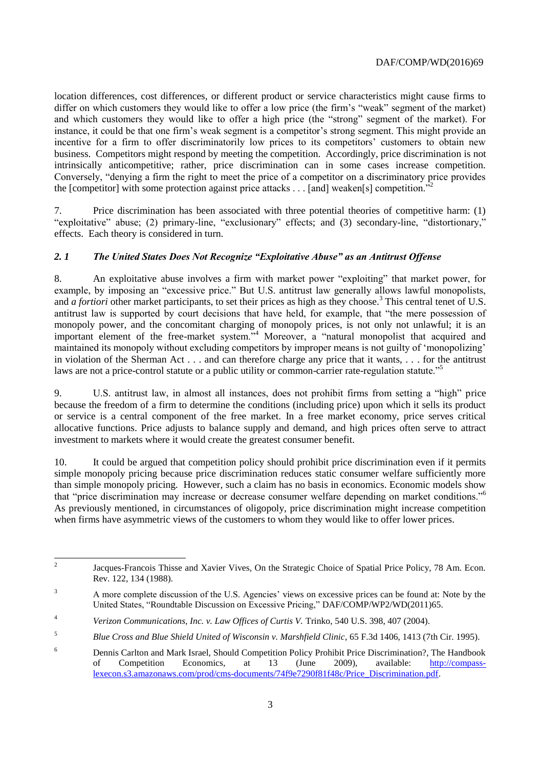location differences, cost differences, or different product or service characteristics might cause firms to differ on which customers they would like to offer a low price (the firm's "weak" segment of the market) and which customers they would like to offer a high price (the "strong" segment of the market). For instance, it could be that one firm's weak segment is a competitor's strong segment. This might provide an incentive for a firm to offer discriminatorily low prices to its competitors' customers to obtain new business. Competitors might respond by meeting the competition. Accordingly, price discrimination is not intrinsically anticompetitive; rather, price discrimination can in some cases increase competition. Conversely, "denying a firm the right to meet the price of a competitor on a discriminatory price provides the [competitor] with some protection against price attacks . . . [and] weaken[s] competition."[2]

7. Price discrimination has been associated with three potential theories of competitive harm: (1) "exploitative" abuse; (2) primary-line, "exclusionary" effects; and (3) secondary-line, "distortionary," effects. Each theory is considered in turn.

### *2.1 The United States Does Not Recognize "Exploitative Abuse" as an Antitrust Offense*

8. An exploitative abuse involves a firm with market power "exploiting" that market power, for example, by imposing an "excessive price." But U.S. antitrust law generally allows lawful monopolists, and *a fortiori* other market participants, to set their prices as high as they choose.[3] This central tenet of U.S. antitrust law is supported by court decisions that have held, for example, that "the mere possession of monopoly power, and the concomitant charging of monopoly prices, is not only not unlawful; it is an important element of the free-market system."[4] Moreover, a "natural monopolist that acquired and maintained its monopoly without excluding competitors by improper means is not guilty of 'monopolizing' in violation of the Sherman Act . . . and can therefore charge any price that it wants, . . . for the antitrust laws are not a price-control statute or a public utility or common-carrier rate-regulation statute."[5]

9. U.S. antitrust law, in almost all instances, does not prohibit firms from setting a "high" price because the freedom of a firm to determine the conditions (including price) upon which it sells its product or service is a central component of the free market. In a free market economy, price serves critical allocative functions. Price adjusts to balance supply and demand, and high prices often serve to attract investment to markets where it would create the greatest consumer benefit.

10. It could be argued that competition policy should prohibit price discrimination even if it permits simple monopoly pricing because price discrimination reduces static consumer welfare sufficiently more than simple monopoly pricing. However, such a claim has no basis in economics. Economic models show that "price discrimination may increase or decrease consumer welfare depending on market conditions."[6] As previously mentioned, in circumstances of oligopoly, price discrimination might increase competition when firms have asymmetric views of the customers to whom they would like to offer lower prices.

---

[2] Jacques-Francois Thisse and Xavier Vives, On the Strategic Choice of Spatial Price Policy, 78 Am. Econ. Rev. 122, 134 (1988).

[3] A more complete discussion of the U.S. Agencies' views on excessive prices can be found at: Note by the United States, "Roundtable Discussion on Excessive Pricing," DAF/COMP/WP2/WD(2011)65.

[4] *Verizon Communications, Inc. v. Law Offices of Curtis V.* Trinko, 540 U.S. 398, 407 (2004).

[5] *Blue Cross and Blue Shield United of Wisconsin v. Marshfield Clinic*, 65 F.3d 1406, 1413 (7th Cir. 1995).

[6] Dennis Carlton and Mark Israel, Should Competition Policy Prohibit Price Discrimination?, The Handbook of Competition Economics, at 13 (June 2009), available: http://compass-lexecon.s3.amazonaws.com/prod/cms-documents/74f9e7290f81f48c/Price_Discrimination.pdf.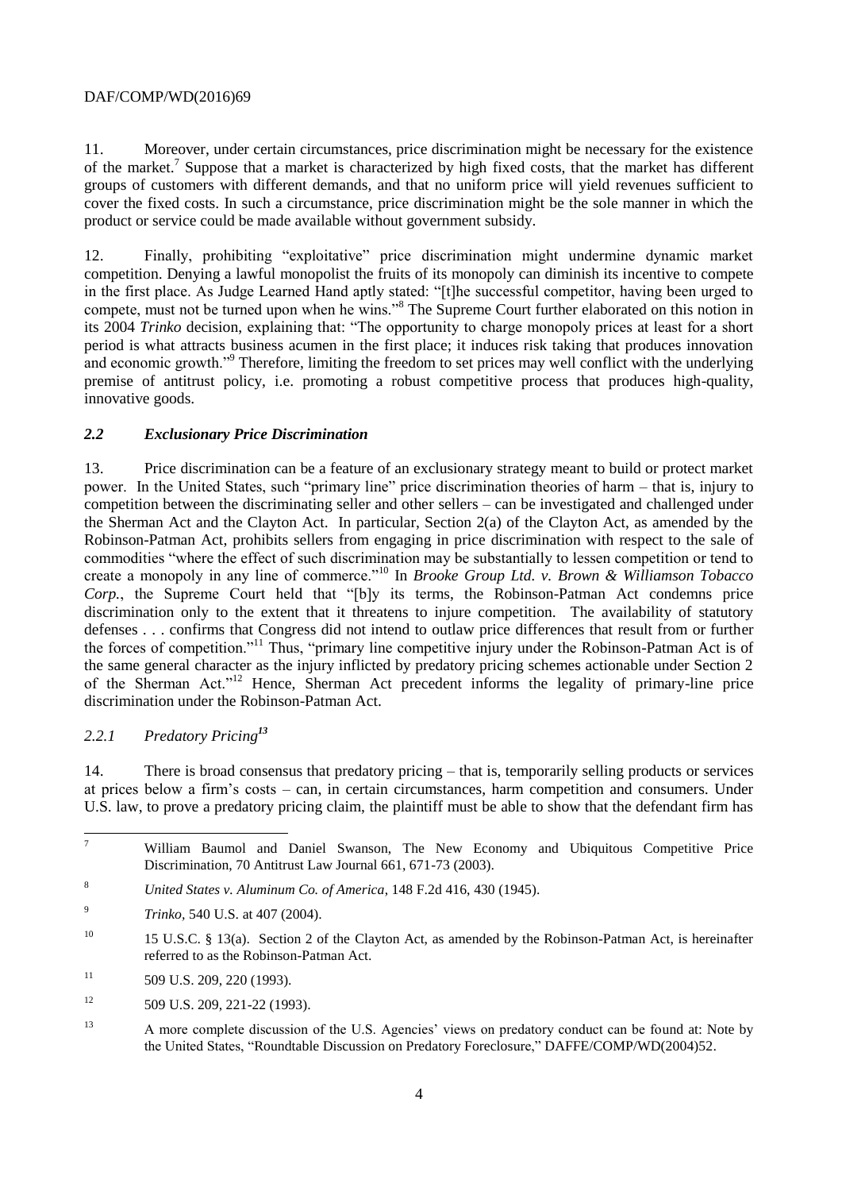11. Moreover, under certain circumstances, price discrimination might be necessary for the existence of the market.[7] Suppose that a market is characterized by high fixed costs, that the market has different groups of customers with different demands, and that no uniform price will yield revenues sufficient to cover the fixed costs. In such a circumstance, price discrimination might be the sole manner in which the product or service could be made available without government subsidy.

12. Finally, prohibiting "exploitative" price discrimination might undermine dynamic market competition. Denying a lawful monopolist the fruits of its monopoly can diminish its incentive to compete in the first place. As Judge Learned Hand aptly stated: "[t]he successful competitor, having been urged to compete, must not be turned upon when he wins."[8] The Supreme Court further elaborated on this notion in its 2004 *Trinko* decision, explaining that: "The opportunity to charge monopoly prices at least for a short period is what attracts business acumen in the first place; it induces risk taking that produces innovation and economic growth."[9] Therefore, limiting the freedom to set prices may well conflict with the underlying premise of antitrust policy, i.e. promoting a robust competitive process that produces high-quality, innovative goods.

### *2.2 Exclusionary Price Discrimination*

13. Price discrimination can be a feature of an exclusionary strategy meant to build or protect market power. In the United States, such "primary line" price discrimination theories of harm – that is, injury to competition between the discriminating seller and other sellers – can be investigated and challenged under the Sherman Act and the Clayton Act. In particular, Section 2(a) of the Clayton Act, as amended by the Robinson-Patman Act, prohibits sellers from engaging in price discrimination with respect to the sale of commodities "where the effect of such discrimination may be substantially to lessen competition or tend to create a monopoly in any line of commerce."[10] In *Brooke Group Ltd. v. Brown & Williamson Tobacco Corp.*, the Supreme Court held that "[b]y its terms, the Robinson-Patman Act condemns price discrimination only to the extent that it threatens to injure competition. The availability of statutory defenses . . . confirms that Congress did not intend to outlaw price differences that result from or further the forces of competition."[11] Thus, "primary line competitive injury under the Robinson-Patman Act is of the same general character as the injury inflicted by predatory pricing schemes actionable under Section 2 of the Sherman Act."[12] Hence, Sherman Act precedent informs the legality of primary-line price discrimination under the Robinson-Patman Act.

#### *2.2.1 Predatory Pricing*[13]

14. There is broad consensus that predatory pricing – that is, temporarily selling products or services at prices below a firm's costs – can, in certain circumstances, harm competition and consumers. Under U.S. law, to prove a predatory pricing claim, the plaintiff must be able to show that the defendant firm has

---

[7] William Baumol and Daniel Swanson, The New Economy and Ubiquitous Competitive Price Discrimination, 70 Antitrust Law Journal 661, 671-73 (2003).

[8] *United States v. Aluminum Co. of America*, 148 F.2d 416, 430 (1945).

[9] *Trinko*, 540 U.S. at 407 (2004).

[10] 15 U.S.C. § 13(a). Section 2 of the Clayton Act, as amended by the Robinson-Patman Act, is hereinafter referred to as the Robinson-Patman Act.

[11] 509 U.S. 209, 220 (1993).

[12] 509 U.S. 209, 221-22 (1993).

[13] A more complete discussion of the U.S. Agencies' views on predatory conduct can be found at: Note by the United States, "Roundtable Discussion on Predatory Foreclosure," DAFFE/COMP/WD(2004)52.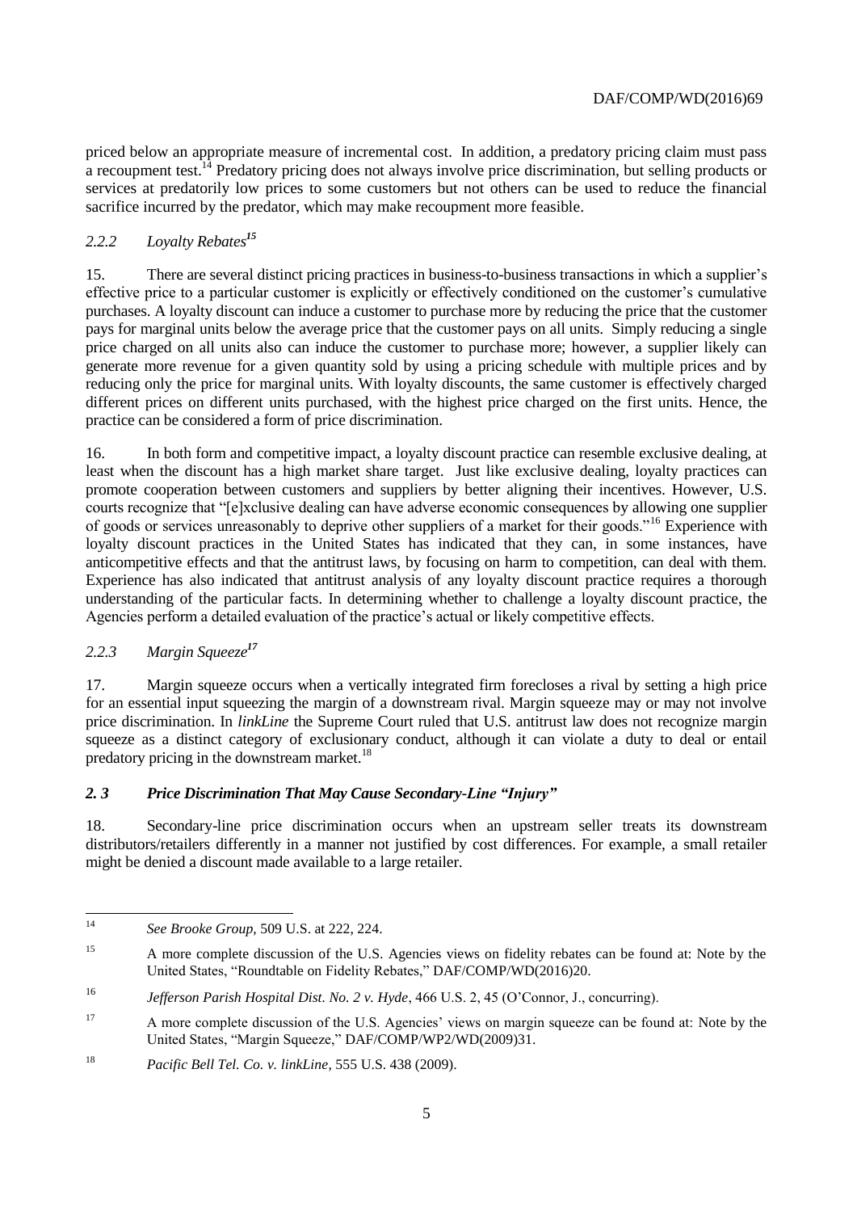priced below an appropriate measure of incremental cost. In addition, a predatory pricing claim must pass a recoupment test.[14] Predatory pricing does not always involve price discrimination, but selling products or services at predatorily low prices to some customers but not others can be used to reduce the financial sacrifice incurred by the predator, which may make recoupment more feasible.

### *2.2.2 Loyalty Rebates*[15]

15. There are several distinct pricing practices in business-to-business transactions in which a supplier's effective price to a particular customer is explicitly or effectively conditioned on the customer's cumulative purchases. A loyalty discount can induce a customer to purchase more by reducing the price that the customer pays for marginal units below the average price that the customer pays on all units. Simply reducing a single price charged on all units also can induce the customer to purchase more; however, a supplier likely can generate more revenue for a given quantity sold by using a pricing schedule with multiple prices and by reducing only the price for marginal units. With loyalty discounts, the same customer is effectively charged different prices on different units purchased, with the highest price charged on the first units. Hence, the practice can be considered a form of price discrimination.

16. In both form and competitive impact, a loyalty discount practice can resemble exclusive dealing, at least when the discount has a high market share target. Just like exclusive dealing, loyalty practices can promote cooperation between customers and suppliers by better aligning their incentives. However, U.S. courts recognize that "[e]xclusive dealing can have adverse economic consequences by allowing one supplier of goods or services unreasonably to deprive other suppliers of a market for their goods."[16] Experience with loyalty discount practices in the United States has indicated that they can, in some instances, have anticompetitive effects and that the antitrust laws, by focusing on harm to competition, can deal with them. Experience has also indicated that antitrust analysis of any loyalty discount practice requires a thorough understanding of the particular facts. In determining whether to challenge a loyalty discount practice, the Agencies perform a detailed evaluation of the practice's actual or likely competitive effects.

### *2.2.3 Margin Squeeze*[17]

17. Margin squeeze occurs when a vertically integrated firm forecloses a rival by setting a high price for an essential input squeezing the margin of a downstream rival. Margin squeeze may or may not involve price discrimination. In *linkLine* the Supreme Court ruled that U.S. antitrust law does not recognize margin squeeze as a distinct category of exclusionary conduct, although it can violate a duty to deal or entail predatory pricing in the downstream market.[18]

## *2. 3 Price Discrimination That May Cause Secondary-Line "Injury"*

18. Secondary-line price discrimination occurs when an upstream seller treats its downstream distributors/retailers differently in a manner not justified by cost differences. For example, a small retailer might be denied a discount made available to a large retailer.

---

[14] *See Brooke Group*, 509 U.S. at 222, 224.

[15] A more complete discussion of the U.S. Agencies views on fidelity rebates can be found at: Note by the United States, "Roundtable on Fidelity Rebates," DAF/COMP/WD(2016)20.

[16] *Jefferson Parish Hospital Dist. No. 2 v. Hyde*, 466 U.S. 2, 45 (O'Connor, J., concurring).

[17] A more complete discussion of the U.S. Agencies' views on margin squeeze can be found at: Note by the United States, "Margin Squeeze," DAF/COMP/WP2/WD(2009)31.

[18] *Pacific Bell Tel. Co. v. linkLine*, 555 U.S. 438 (2009).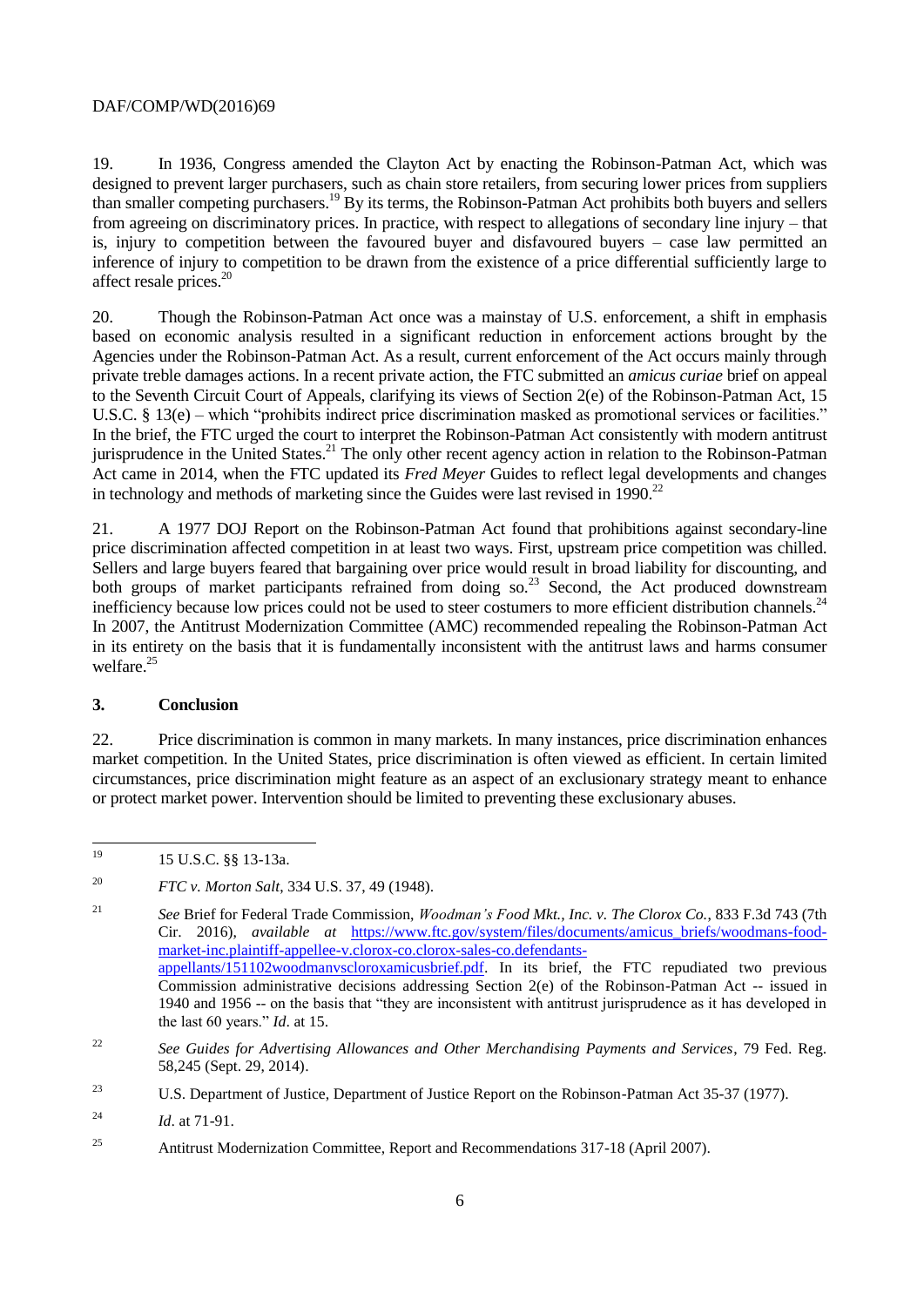19. In 1936, Congress amended the Clayton Act by enacting the Robinson-Patman Act, which was designed to prevent larger purchasers, such as chain store retailers, from securing lower prices from suppliers than smaller competing purchasers.[19] By its terms, the Robinson-Patman Act prohibits both buyers and sellers from agreeing on discriminatory prices. In practice, with respect to allegations of secondary line injury – that is, injury to competition between the favoured buyer and disfavoured buyers – case law permitted an inference of injury to competition to be drawn from the existence of a price differential sufficiently large to affect resale prices.[20]

20. Though the Robinson-Patman Act once was a mainstay of U.S. enforcement, a shift in emphasis based on economic analysis resulted in a significant reduction in enforcement actions brought by the Agencies under the Robinson-Patman Act. As a result, current enforcement of the Act occurs mainly through private treble damages actions. In a recent private action, the FTC submitted an *amicus curiae* brief on appeal to the Seventh Circuit Court of Appeals, clarifying its views of Section 2(e) of the Robinson-Patman Act, 15 U.S.C. § 13(e) – which "prohibits indirect price discrimination masked as promotional services or facilities." In the brief, the FTC urged the court to interpret the Robinson-Patman Act consistently with modern antitrust jurisprudence in the United States.[21] The only other recent agency action in relation to the Robinson-Patman Act came in 2014, when the FTC updated its *Fred Meyer* Guides to reflect legal developments and changes in technology and methods of marketing since the Guides were last revised in 1990.[22]

21. A 1977 DOJ Report on the Robinson-Patman Act found that prohibitions against secondary-line price discrimination affected competition in at least two ways. First, upstream price competition was chilled. Sellers and large buyers feared that bargaining over price would result in broad liability for discounting, and both groups of market participants refrained from doing so.[23] Second, the Act produced downstream inefficiency because low prices could not be used to steer costumers to more efficient distribution channels.[24] In 2007, the Antitrust Modernization Committee (AMC) recommended repealing the Robinson-Patman Act in its entirety on the basis that it is fundamentally inconsistent with the antitrust laws and harms consumer welfare.[25]

## 3. Conclusion

22. Price discrimination is common in many markets. In many instances, price discrimination enhances market competition. In the United States, price discrimination is often viewed as efficient. In certain limited circumstances, price discrimination might feature as an aspect of an exclusionary strategy meant to enhance or protect market power. Intervention should be limited to preventing these exclusionary abuses.

---

[19] 15 U.S.C. §§ 13-13a.

[20] *FTC v. Morton Salt*, 334 U.S. 37, 49 (1948).

[21] *See* Brief for Federal Trade Commission, *Woodman's Food Mkt., Inc. v. The Clorox Co.*, 833 F.3d 743 (7th Cir. 2016), *available at* https://www.ftc.gov/system/files/documents/amicus_briefs/woodmans-food-market-inc.plaintiff-appellee-v.clorox-co.clorox-sales-co.defendants-appellants/151102woodmanvscloroxamicusbrief.pdf. In its brief, the FTC repudiated two previous Commission administrative decisions addressing Section 2(e) of the Robinson-Patman Act -- issued in 1940 and 1956 -- on the basis that "they are inconsistent with antitrust jurisprudence as it has developed in the last 60 years." *Id*. at 15.

[22] *See Guides for Advertising Allowances and Other Merchandising Payments and Services*, 79 Fed. Reg. 58,245 (Sept. 29, 2014).

[23] U.S. Department of Justice, Department of Justice Report on the Robinson-Patman Act 35-37 (1977).

[24] *Id*. at 71-91.

[25] Antitrust Modernization Committee, Report and Recommendations 317-18 (April 2007).